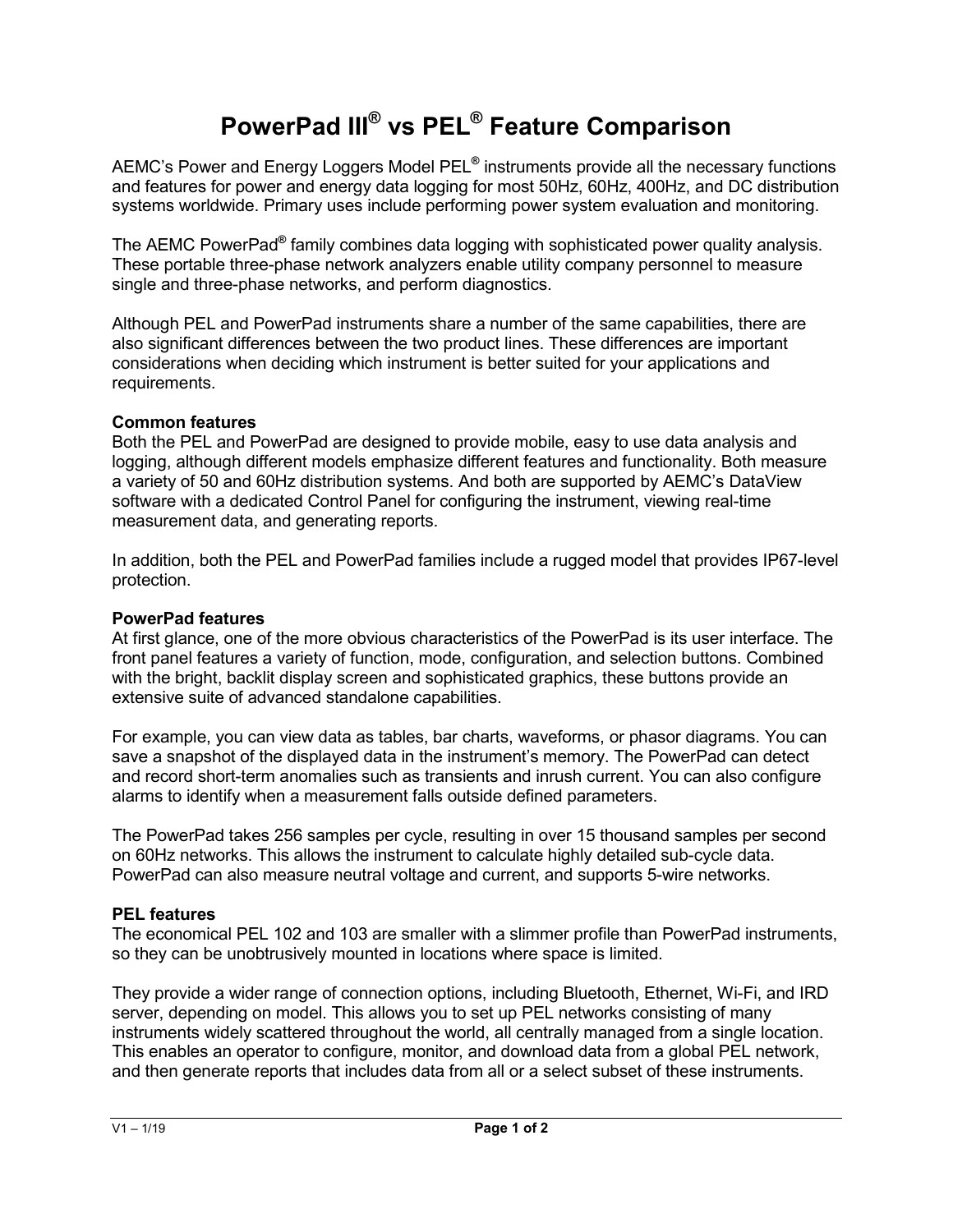# PowerPad III® vs PEL® Feature Comparison

AEMC's Power and Energy Loggers Model PEL® instruments provide all the necessary functions and features for power and energy data logging for most 50Hz, 60Hz, 400Hz, and DC distribution systems worldwide. Primary uses include performing power system evaluation and monitoring.

The AEMC PowerPad® family combines data logging with sophisticated power quality analysis. These portable three-phase network analyzers enable utility company personnel to measure single and three-phase networks, and perform diagnostics.

Although PEL and PowerPad instruments share a number of the same capabilities, there are also significant differences between the two product lines. These differences are important considerations when deciding which instrument is better suited for your applications and requirements.

**Common features**

Both the PEL and PowerPad are designed to provide mobile, easy to use data analysis and logging, although different models emphasize different features and functionality. Both measure a variety of 50 and 60Hz distribution systems. And both are supported by AEMC's DataView software with a dedicated Control Panel for configuring the instrument, viewing real-time measurement data, and generating reports.

In addition, both the PEL and PowerPad families include a rugged model that provides IP67-level protection.

**PowerPad features**

At first glance, one of the more obvious characteristics of the PowerPad is its user interface. The front panel features a variety of function, mode, configuration, and selection buttons. Combined with the bright, backlit display screen and sophisticated graphics, these buttons provide an extensive suite of advanced standalone capabilities.

For example, you can view data as tables, bar charts, waveforms, or phasor diagrams. You can save a snapshot of the displayed data in the instrument's memory. The PowerPad can detect and record short-term anomalies such as transients and inrush current. You can also configure alarms to identify when a measurement falls outside defined parameters.

The PowerPad takes 256 samples per cycle, resulting in over 15 thousand samples per second on 60Hz networks. This allows the instrument to calculate highly detailed sub-cycle data. PowerPad can also measure neutral voltage and current, and supports 5-wire networks.

**PEL features**

The economical PEL 102 and 103 are smaller with a slimmer profile than PowerPad instruments, so they can be unobtrusively mounted in locations where space is limited.

They provide a wider range of connection options, including Bluetooth, Ethernet, Wi-Fi, and IRD server, depending on model. This allows you to set up PEL networks consisting of many instruments widely scattered throughout the world, all centrally managed from a single location. This enables an operator to configure, monitor, and download data from a global PEL network, and then generate reports that includes data from all or a select subset of these instruments.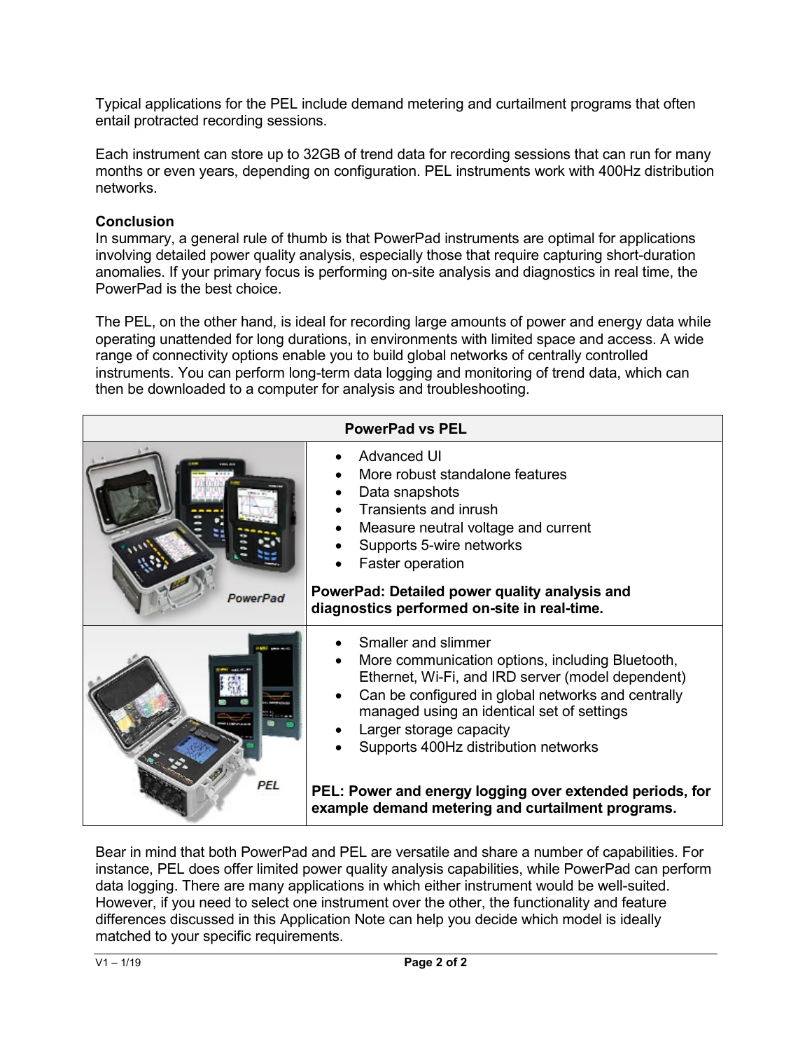Typical applications for the PEL include demand metering and curtailment programs that often entail protracted recording sessions.

Each instrument can store up to 32GB of trend data for recording sessions that can run for many months or even years, depending on configuration. PEL instruments work with 400Hz distribution networks.

**Conclusion**

In summary, a general rule of thumb is that PowerPad instruments are optimal for applications involving detailed power quality analysis, especially those that require capturing short-duration anomalies. If your primary focus is performing on-site analysis and diagnostics in real time, the PowerPad is the best choice.

The PEL, on the other hand, is ideal for recording large amounts of power and energy data while operating unattended for long durations, in environments with limited space and access. A wide range of connectivity options enable you to build global networks of centrally controlled instruments. You can perform long-term data logging and monitoring of trend data, which can then be downloaded to a computer for analysis and troubleshooting.

| PowerPad vs PEL | |
|---|---|
| PowerPad | • Advanced UI<br>• More robust standalone features<br>• Data snapshots<br>• Transients and inrush<br>• Measure neutral voltage and current<br>• Supports 5-wire networks<br>• Faster operation<br><br>**PowerPad: Detailed power quality analysis and diagnostics performed on-site in real-time.** |
| PEL | • Smaller and slimmer<br>• More communication options, including Bluetooth, Ethernet, Wi-Fi, and IRD server (model dependent)<br>• Can be configured in global networks and centrally managed using an identical set of settings<br>• Larger storage capacity<br>• Supports 400Hz distribution networks<br><br>**PEL: Power and energy logging over extended periods, for example demand metering and curtailment programs.** |

Bear in mind that both PowerPad and PEL are versatile and share a number of capabilities. For instance, PEL does offer limited power quality analysis capabilities, while PowerPad can perform data logging. There are many applications in which either instrument would be well-suited. However, if you need to select one instrument over the other, the functionality and feature differences discussed in this Application Note can help you decide which model is ideally matched to your specific requirements.

V1 – 1/19